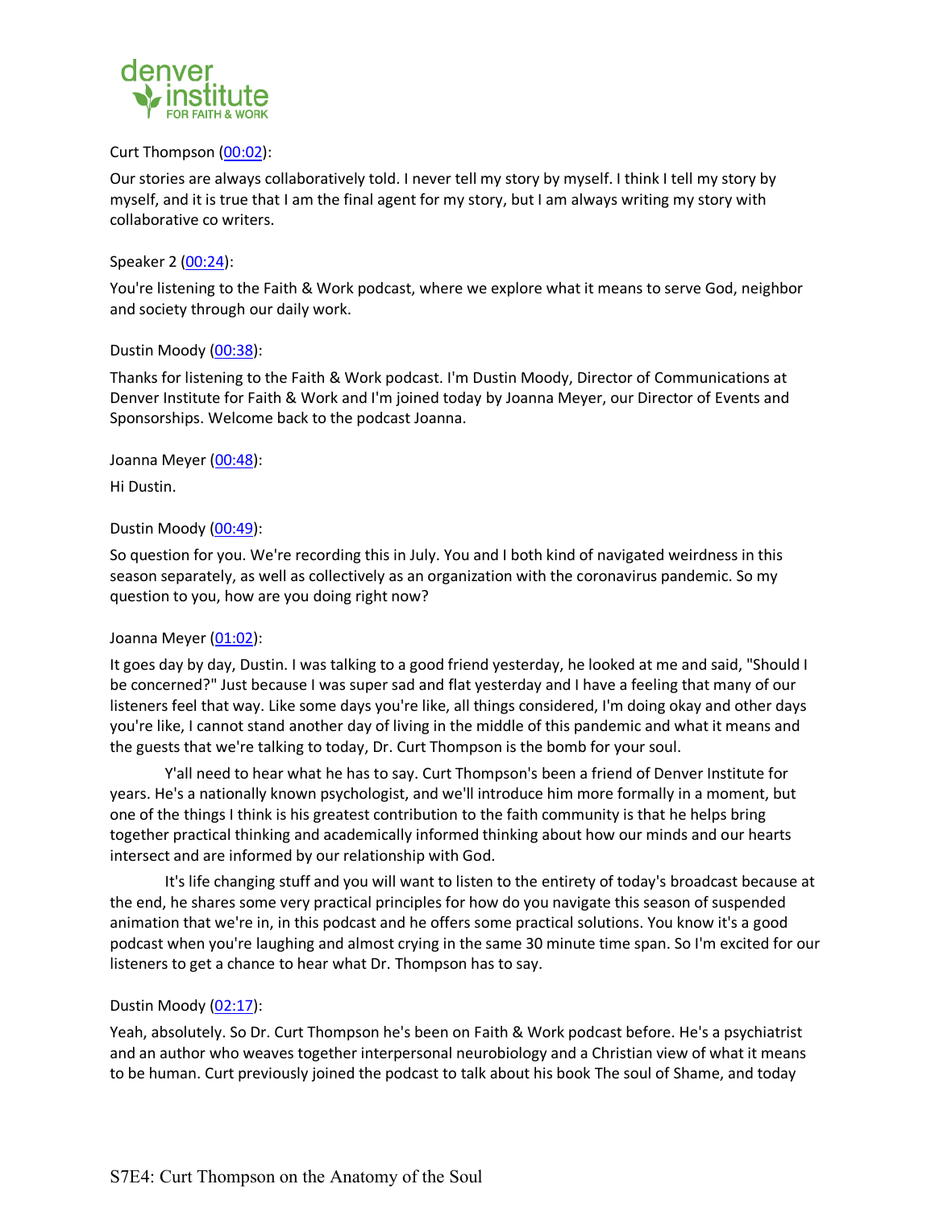Curt Thompson (00:02):

Our stories are always collaboratively told. I never tell my story by myself. I think I tell my story by myself, and it is true that I am the final agent for my story, but I am always writing my story with collaborative co writers.

Speaker 2 (00:24):

You're listening to the Faith & Work podcast, where we explore what it means to serve God, neighbor and society through our daily work.

Dustin Moody (00:38):

Thanks for listening to the Faith & Work podcast. I'm Dustin Moody, Director of Communications at Denver Institute for Faith & Work and I'm joined today by Joanna Meyer, our Director of Events and Sponsorships. Welcome back to the podcast Joanna.

Joanna Meyer (00:48):

Hi Dustin.

Dustin Moody (00:49):

So question for you. We're recording this in July. You and I both kind of navigated weirdness in this season separately, as well as collectively as an organization with the coronavirus pandemic. So my question to you, how are you doing right now?

Joanna Meyer (01:02):

It goes day by day, Dustin. I was talking to a good friend yesterday, he looked at me and said, "Should I be concerned?" Just because I was super sad and flat yesterday and I have a feeling that many of our listeners feel that way. Like some days you're like, all things considered, I'm doing okay and other days you're like, I cannot stand another day of living in the middle of this pandemic and what it means and the guests that we're talking to today, Dr. Curt Thompson is the bomb for your soul.

Y'all need to hear what he has to say. Curt Thompson's been a friend of Denver Institute for years. He's a nationally known psychologist, and we'll introduce him more formally in a moment, but one of the things I think is his greatest contribution to the faith community is that he helps bring together practical thinking and academically informed thinking about how our minds and our hearts intersect and are informed by our relationship with God.

It's life changing stuff and you will want to listen to the entirety of today's broadcast because at the end, he shares some very practical principles for how do you navigate this season of suspended animation that we're in, in this podcast and he offers some practical solutions. You know it's a good podcast when you're laughing and almost crying in the same 30 minute time span. So I'm excited for our listeners to get a chance to hear what Dr. Thompson has to say.

Dustin Moody (02:17):

Yeah, absolutely. So Dr. Curt Thompson he's been on Faith & Work podcast before. He's a psychiatrist and an author who weaves together interpersonal neurobiology and a Christian view of what it means to be human. Curt previously joined the podcast to talk about his book The soul of Shame, and today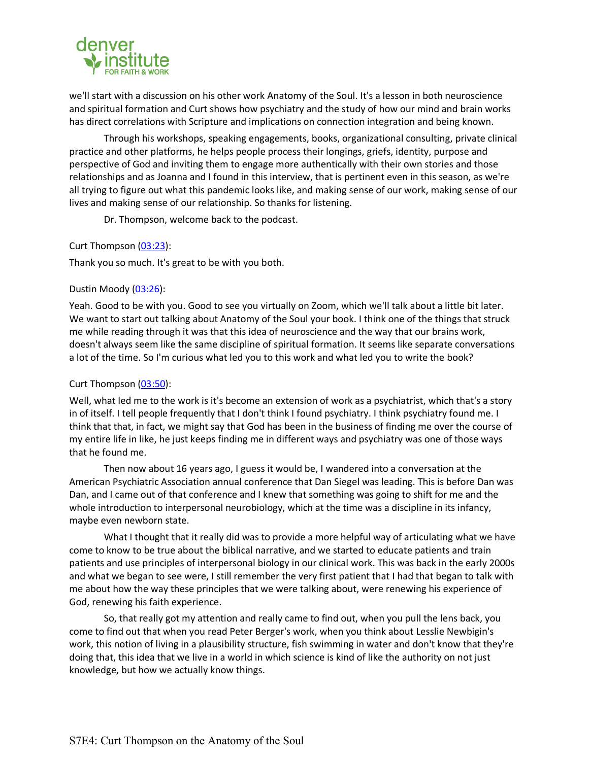we'll start with a discussion on his other work Anatomy of the Soul. It's a lesson in both neuroscience and spiritual formation and Curt shows how psychiatry and the study of how our mind and brain works has direct correlations with Scripture and implications on connection integration and being known.

Through his workshops, speaking engagements, books, organizational consulting, private clinical practice and other platforms, he helps people process their longings, griefs, identity, purpose and perspective of God and inviting them to engage more authentically with their own stories and those relationships and as Joanna and I found in this interview, that is pertinent even in this season, as we're all trying to figure out what this pandemic looks like, and making sense of our work, making sense of our lives and making sense of our relationship. So thanks for listening.

Dr. Thompson, welcome back to the podcast.

Curt Thompson (03:23):

Thank you so much. It's great to be with you both.

Dustin Moody (03:26):

Yeah. Good to be with you. Good to see you virtually on Zoom, which we'll talk about a little bit later. We want to start out talking about Anatomy of the Soul your book. I think one of the things that struck me while reading through it was that this idea of neuroscience and the way that our brains work, doesn't always seem like the same discipline of spiritual formation. It seems like separate conversations a lot of the time. So I'm curious what led you to this work and what led you to write the book?

Curt Thompson (03:50):

Well, what led me to the work is it's become an extension of work as a psychiatrist, which that's a story in of itself. I tell people frequently that I don't think I found psychiatry. I think psychiatry found me. I think that that, in fact, we might say that God has been in the business of finding me over the course of my entire life in like, he just keeps finding me in different ways and psychiatry was one of those ways that he found me.

Then now about 16 years ago, I guess it would be, I wandered into a conversation at the American Psychiatric Association annual conference that Dan Siegel was leading. This is before Dan was Dan, and I came out of that conference and I knew that something was going to shift for me and the whole introduction to interpersonal neurobiology, which at the time was a discipline in its infancy, maybe even newborn state.

What I thought that it really did was to provide a more helpful way of articulating what we have come to know to be true about the biblical narrative, and we started to educate patients and train patients and use principles of interpersonal biology in our clinical work. This was back in the early 2000s and what we began to see were, I still remember the very first patient that I had that began to talk with me about how the way these principles that we were talking about, were renewing his experience of God, renewing his faith experience.

So, that really got my attention and really came to find out, when you pull the lens back, you come to find out that when you read Peter Berger's work, when you think about Lesslie Newbigin's work, this notion of living in a plausibility structure, fish swimming in water and don't know that they're doing that, this idea that we live in a world in which science is kind of like the authority on not just knowledge, but how we actually know things.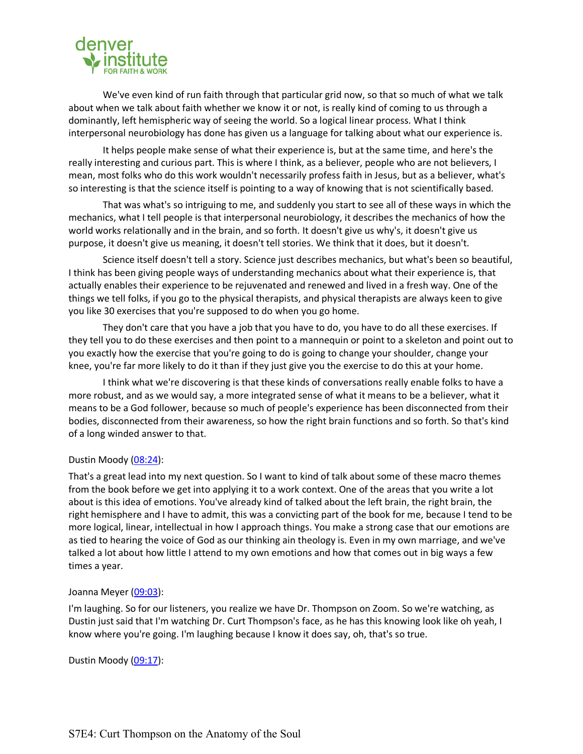We've even kind of run faith through that particular grid now, so that so much of what we talk about when we talk about faith whether we know it or not, is really kind of coming to us through a dominantly, left hemispheric way of seeing the world. So a logical linear process. What I think interpersonal neurobiology has done has given us a language for talking about what our experience is.

It helps people make sense of what their experience is, but at the same time, and here's the really interesting and curious part. This is where I think, as a believer, people who are not believers, I mean, most folks who do this work wouldn't necessarily profess faith in Jesus, but as a believer, what's so interesting is that the science itself is pointing to a way of knowing that is not scientifically based.

That was what's so intriguing to me, and suddenly you start to see all of these ways in which the mechanics, what I tell people is that interpersonal neurobiology, it describes the mechanics of how the world works relationally and in the brain, and so forth. It doesn't give us why's, it doesn't give us purpose, it doesn't give us meaning, it doesn't tell stories. We think that it does, but it doesn't.

Science itself doesn't tell a story. Science just describes mechanics, but what's been so beautiful, I think has been giving people ways of understanding mechanics about what their experience is, that actually enables their experience to be rejuvenated and renewed and lived in a fresh way. One of the things we tell folks, if you go to the physical therapists, and physical therapists are always keen to give you like 30 exercises that you're supposed to do when you go home.

They don't care that you have a job that you have to do, you have to do all these exercises. If they tell you to do these exercises and then point to a mannequin or point to a skeleton and point out to you exactly how the exercise that you're going to do is going to change your shoulder, change your knee, you're far more likely to do it than if they just give you the exercise to do this at your home.

I think what we're discovering is that these kinds of conversations really enable folks to have a more robust, and as we would say, a more integrated sense of what it means to be a believer, what it means to be a God follower, because so much of people's experience has been disconnected from their bodies, disconnected from their awareness, so how the right brain functions and so forth. So that's kind of a long winded answer to that.

Dustin Moody (08:24):

That's a great lead into my next question. So I want to kind of talk about some of these macro themes from the book before we get into applying it to a work context. One of the areas that you write a lot about is this idea of emotions. You've already kind of talked about the left brain, the right brain, the right hemisphere and I have to admit, this was a convicting part of the book for me, because I tend to be more logical, linear, intellectual in how I approach things. You make a strong case that our emotions are as tied to hearing the voice of God as our thinking ain theology is. Even in my own marriage, and we've talked a lot about how little I attend to my own emotions and how that comes out in big ways a few times a year.

Joanna Meyer (09:03):

I'm laughing. So for our listeners, you realize we have Dr. Thompson on Zoom. So we're watching, as Dustin just said that I'm watching Dr. Curt Thompson's face, as he has this knowing look like oh yeah, I know where you're going. I'm laughing because I know it does say, oh, that's so true.

Dustin Moody (09:17):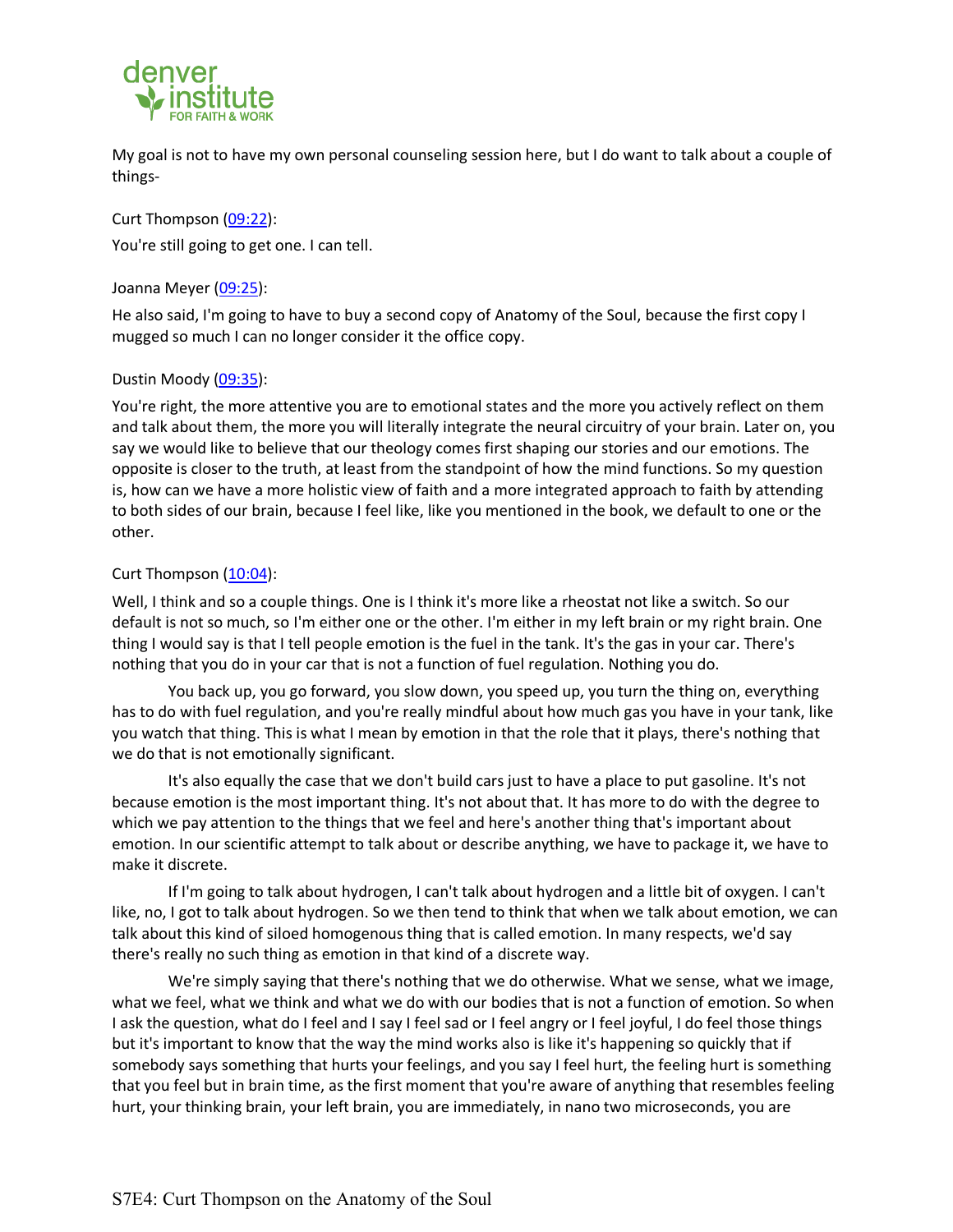My goal is not to have my own personal counseling session here, but I do want to talk about a couple of things-

Curt Thompson (09:22):

You're still going to get one. I can tell.

Joanna Meyer (09:25):

He also said, I'm going to have to buy a second copy of Anatomy of the Soul, because the first copy I mugged so much I can no longer consider it the office copy.

Dustin Moody (09:35):

You're right, the more attentive you are to emotional states and the more you actively reflect on them and talk about them, the more you will literally integrate the neural circuitry of your brain. Later on, you say we would like to believe that our theology comes first shaping our stories and our emotions. The opposite is closer to the truth, at least from the standpoint of how the mind functions. So my question is, how can we have a more holistic view of faith and a more integrated approach to faith by attending to both sides of our brain, because I feel like, like you mentioned in the book, we default to one or the other.

Curt Thompson (10:04):

Well, I think and so a couple things. One is I think it's more like a rheostat not like a switch. So our default is not so much, so I'm either one or the other. I'm either in my left brain or my right brain. One thing I would say is that I tell people emotion is the fuel in the tank. It's the gas in your car. There's nothing that you do in your car that is not a function of fuel regulation. Nothing you do.

You back up, you go forward, you slow down, you speed up, you turn the thing on, everything has to do with fuel regulation, and you're really mindful about how much gas you have in your tank, like you watch that thing. This is what I mean by emotion in that the role that it plays, there's nothing that we do that is not emotionally significant.

It's also equally the case that we don't build cars just to have a place to put gasoline. It's not because emotion is the most important thing. It's not about that. It has more to do with the degree to which we pay attention to the things that we feel and here's another thing that's important about emotion. In our scientific attempt to talk about or describe anything, we have to package it, we have to make it discrete.

If I'm going to talk about hydrogen, I can't talk about hydrogen and a little bit of oxygen. I can't like, no, I got to talk about hydrogen. So we then tend to think that when we talk about emotion, we can talk about this kind of siloed homogenous thing that is called emotion. In many respects, we'd say there's really no such thing as emotion in that kind of a discrete way.

We're simply saying that there's nothing that we do otherwise. What we sense, what we image, what we feel, what we think and what we do with our bodies that is not a function of emotion. So when I ask the question, what do I feel and I say I feel sad or I feel angry or I feel joyful, I do feel those things but it's important to know that the way the mind works also is like it's happening so quickly that if somebody says something that hurts your feelings, and you say I feel hurt, the feeling hurt is something that you feel but in brain time, as the first moment that you're aware of anything that resembles feeling hurt, your thinking brain, your left brain, you are immediately, in nano two microseconds, you are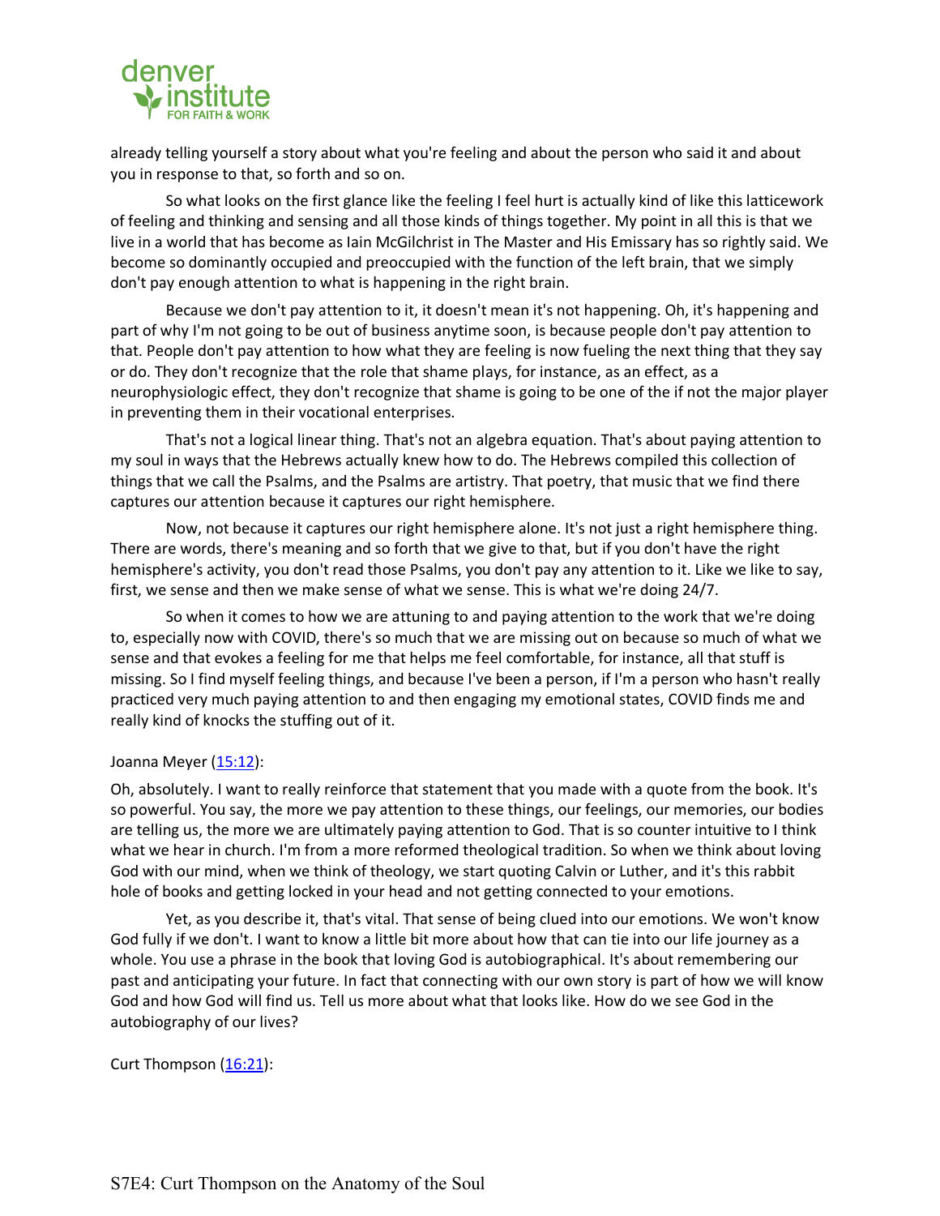already telling yourself a story about what you're feeling and about the person who said it and about you in response to that, so forth and so on.

So what looks on the first glance like the feeling I feel hurt is actually kind of like this latticework of feeling and thinking and sensing and all those kinds of things together. My point in all this is that we live in a world that has become as Iain McGilchrist in The Master and His Emissary has so rightly said. We become so dominantly occupied and preoccupied with the function of the left brain, that we simply don't pay enough attention to what is happening in the right brain.

Because we don't pay attention to it, it doesn't mean it's not happening. Oh, it's happening and part of why I'm not going to be out of business anytime soon, is because people don't pay attention to that. People don't pay attention to how what they are feeling is now fueling the next thing that they say or do. They don't recognize that the role that shame plays, for instance, as an effect, as a neurophysiologic effect, they don't recognize that shame is going to be one of the if not the major player in preventing them in their vocational enterprises.

That's not a logical linear thing. That's not an algebra equation. That's about paying attention to my soul in ways that the Hebrews actually knew how to do. The Hebrews compiled this collection of things that we call the Psalms, and the Psalms are artistry. That poetry, that music that we find there captures our attention because it captures our right hemisphere.

Now, not because it captures our right hemisphere alone. It's not just a right hemisphere thing. There are words, there's meaning and so forth that we give to that, but if you don't have the right hemisphere's activity, you don't read those Psalms, you don't pay any attention to it. Like we like to say, first, we sense and then we make sense of what we sense. This is what we're doing 24/7.

So when it comes to how we are attuning to and paying attention to the work that we're doing to, especially now with COVID, there's so much that we are missing out on because so much of what we sense and that evokes a feeling for me that helps me feel comfortable, for instance, all that stuff is missing. So I find myself feeling things, and because I've been a person, if I'm a person who hasn't really practiced very much paying attention to and then engaging my emotional states, COVID finds me and really kind of knocks the stuffing out of it.

Joanna Meyer (15:12):

Oh, absolutely. I want to really reinforce that statement that you made with a quote from the book. It's so powerful. You say, the more we pay attention to these things, our feelings, our memories, our bodies are telling us, the more we are ultimately paying attention to God. That is so counter intuitive to I think what we hear in church. I'm from a more reformed theological tradition. So when we think about loving God with our mind, when we think of theology, we start quoting Calvin or Luther, and it's this rabbit hole of books and getting locked in your head and not getting connected to your emotions.

Yet, as you describe it, that's vital. That sense of being clued into our emotions. We won't know God fully if we don't. I want to know a little bit more about how that can tie into our life journey as a whole. You use a phrase in the book that loving God is autobiographical. It's about remembering our past and anticipating your future. In fact that connecting with our own story is part of how we will know God and how God will find us. Tell us more about what that looks like. How do we see God in the autobiography of our lives?

Curt Thompson (16:21):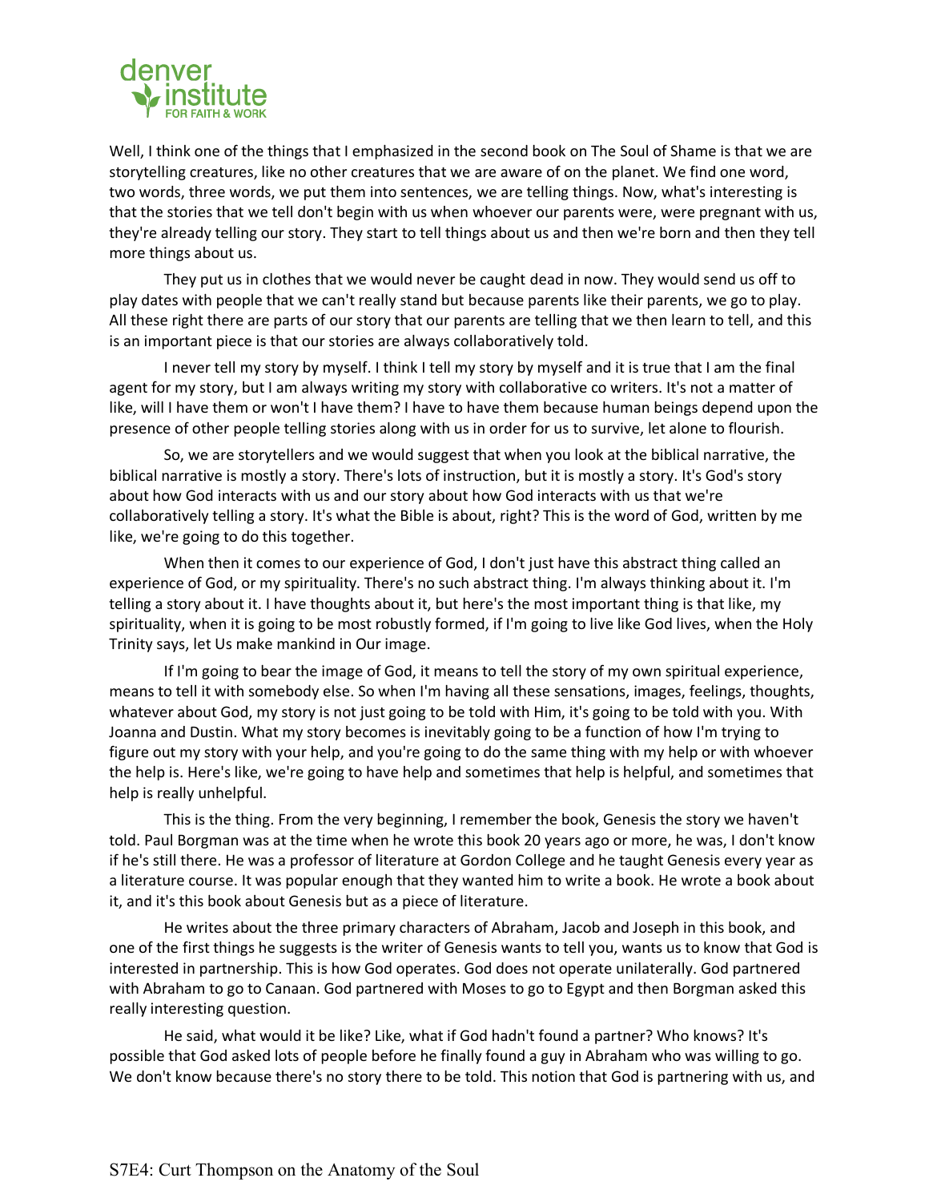Well, I think one of the things that I emphasized in the second book on The Soul of Shame is that we are storytelling creatures, like no other creatures that we are aware of on the planet. We find one word, two words, three words, we put them into sentences, we are telling things. Now, what's interesting is that the stories that we tell don't begin with us when whoever our parents were, were pregnant with us, they're already telling our story. They start to tell things about us and then we're born and then they tell more things about us.

They put us in clothes that we would never be caught dead in now. They would send us off to play dates with people that we can't really stand but because parents like their parents, we go to play. All these right there are parts of our story that our parents are telling that we then learn to tell, and this is an important piece is that our stories are always collaboratively told.

I never tell my story by myself. I think I tell my story by myself and it is true that I am the final agent for my story, but I am always writing my story with collaborative co writers. It's not a matter of like, will I have them or won't I have them? I have to have them because human beings depend upon the presence of other people telling stories along with us in order for us to survive, let alone to flourish.

So, we are storytellers and we would suggest that when you look at the biblical narrative, the biblical narrative is mostly a story. There's lots of instruction, but it is mostly a story. It's God's story about how God interacts with us and our story about how God interacts with us that we're collaboratively telling a story. It's what the Bible is about, right? This is the word of God, written by me like, we're going to do this together.

When then it comes to our experience of God, I don't just have this abstract thing called an experience of God, or my spirituality. There's no such abstract thing. I'm always thinking about it. I'm telling a story about it. I have thoughts about it, but here's the most important thing is that like, my spirituality, when it is going to be most robustly formed, if I'm going to live like God lives, when the Holy Trinity says, let Us make mankind in Our image.

If I'm going to bear the image of God, it means to tell the story of my own spiritual experience, means to tell it with somebody else. So when I'm having all these sensations, images, feelings, thoughts, whatever about God, my story is not just going to be told with Him, it's going to be told with you. With Joanna and Dustin. What my story becomes is inevitably going to be a function of how I'm trying to figure out my story with your help, and you're going to do the same thing with my help or with whoever the help is. Here's like, we're going to have help and sometimes that help is helpful, and sometimes that help is really unhelpful.

This is the thing. From the very beginning, I remember the book, Genesis the story we haven't told. Paul Borgman was at the time when he wrote this book 20 years ago or more, he was, I don't know if he's still there. He was a professor of literature at Gordon College and he taught Genesis every year as a literature course. It was popular enough that they wanted him to write a book. He wrote a book about it, and it's this book about Genesis but as a piece of literature.

He writes about the three primary characters of Abraham, Jacob and Joseph in this book, and one of the first things he suggests is the writer of Genesis wants to tell you, wants us to know that God is interested in partnership. This is how God operates. God does not operate unilaterally. God partnered with Abraham to go to Canaan. God partnered with Moses to go to Egypt and then Borgman asked this really interesting question.

He said, what would it be like? Like, what if God hadn't found a partner? Who knows? It's possible that God asked lots of people before he finally found a guy in Abraham who was willing to go. We don't know because there's no story there to be told. This notion that God is partnering with us, and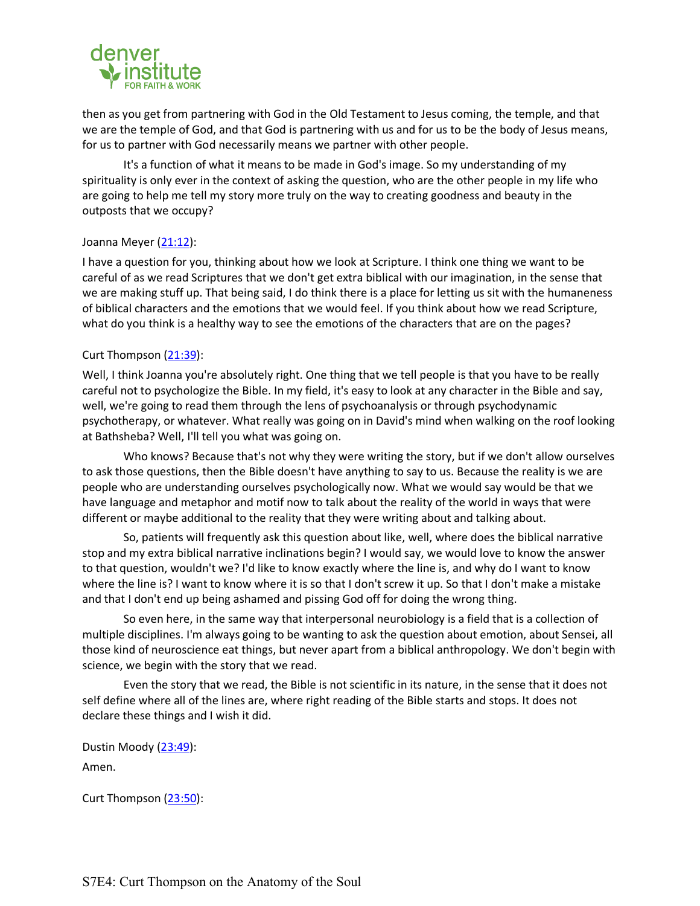then as you get from partnering with God in the Old Testament to Jesus coming, the temple, and that we are the temple of God, and that God is partnering with us and for us to be the body of Jesus means, for us to partner with God necessarily means we partner with other people.

It's a function of what it means to be made in God's image. So my understanding of my spirituality is only ever in the context of asking the question, who are the other people in my life who are going to help me tell my story more truly on the way to creating goodness and beauty in the outposts that we occupy?

Joanna Meyer (21:12):

I have a question for you, thinking about how we look at Scripture. I think one thing we want to be careful of as we read Scriptures that we don't get extra biblical with our imagination, in the sense that we are making stuff up. That being said, I do think there is a place for letting us sit with the humaneness of biblical characters and the emotions that we would feel. If you think about how we read Scripture, what do you think is a healthy way to see the emotions of the characters that are on the pages?

Curt Thompson (21:39):

Well, I think Joanna you're absolutely right. One thing that we tell people is that you have to be really careful not to psychologize the Bible. In my field, it's easy to look at any character in the Bible and say, well, we're going to read them through the lens of psychoanalysis or through psychodynamic psychotherapy, or whatever. What really was going on in David's mind when walking on the roof looking at Bathsheba? Well, I'll tell you what was going on.

Who knows? Because that's not why they were writing the story, but if we don't allow ourselves to ask those questions, then the Bible doesn't have anything to say to us. Because the reality is we are people who are understanding ourselves psychologically now. What we would say would be that we have language and metaphor and motif now to talk about the reality of the world in ways that were different or maybe additional to the reality that they were writing about and talking about.

So, patients will frequently ask this question about like, well, where does the biblical narrative stop and my extra biblical narrative inclinations begin? I would say, we would love to know the answer to that question, wouldn't we? I'd like to know exactly where the line is, and why do I want to know where the line is? I want to know where it is so that I don't screw it up. So that I don't make a mistake and that I don't end up being ashamed and pissing God off for doing the wrong thing.

So even here, in the same way that interpersonal neurobiology is a field that is a collection of multiple disciplines. I'm always going to be wanting to ask the question about emotion, about Sensei, all those kind of neuroscience eat things, but never apart from a biblical anthropology. We don't begin with science, we begin with the story that we read.

Even the story that we read, the Bible is not scientific in its nature, in the sense that it does not self define where all of the lines are, where right reading of the Bible starts and stops. It does not declare these things and I wish it did.

Dustin Moody (23:49):

Amen.

Curt Thompson (23:50):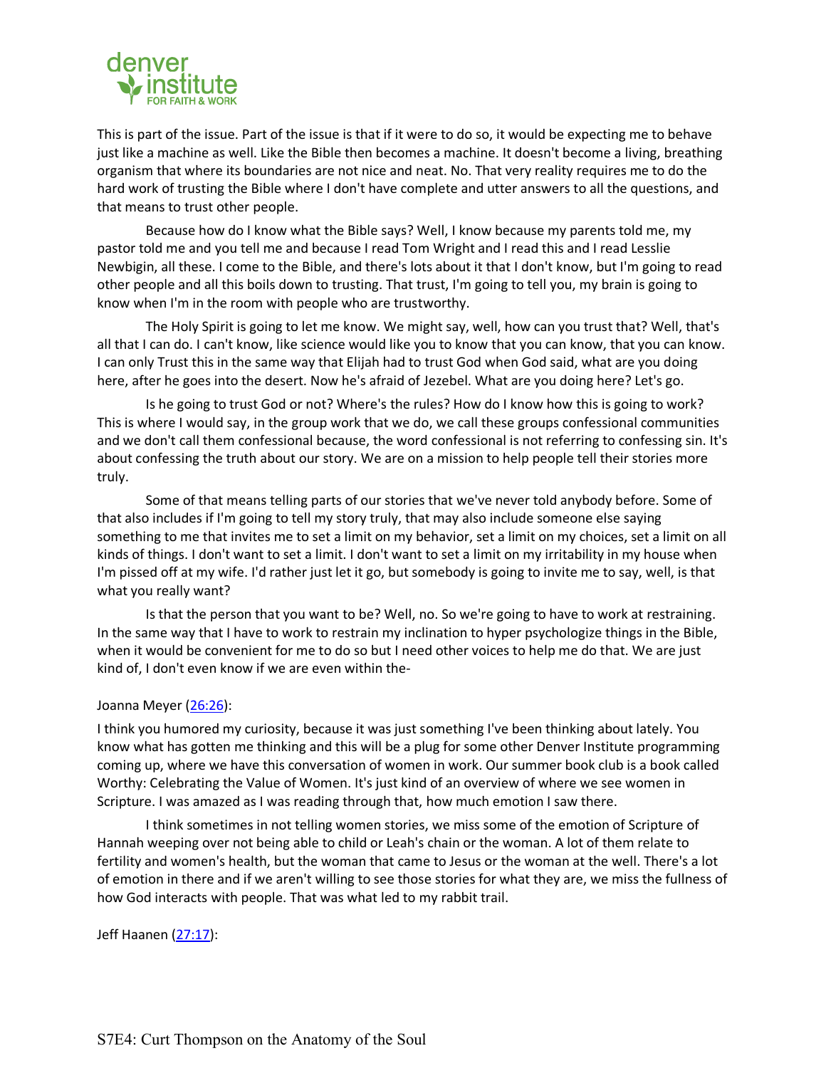This is part of the issue. Part of the issue is that if it were to do so, it would be expecting me to behave just like a machine as well. Like the Bible then becomes a machine. It doesn't become a living, breathing organism that where its boundaries are not nice and neat. No. That very reality requires me to do the hard work of trusting the Bible where I don't have complete and utter answers to all the questions, and that means to trust other people.

Because how do I know what the Bible says? Well, I know because my parents told me, my pastor told me and you tell me and because I read Tom Wright and I read this and I read Lesslie Newbigin, all these. I come to the Bible, and there's lots about it that I don't know, but I'm going to read other people and all this boils down to trusting. That trust, I'm going to tell you, my brain is going to know when I'm in the room with people who are trustworthy.

The Holy Spirit is going to let me know. We might say, well, how can you trust that? Well, that's all that I can do. I can't know, like science would like you to know that you can know, that you can know. I can only Trust this in the same way that Elijah had to trust God when God said, what are you doing here, after he goes into the desert. Now he's afraid of Jezebel. What are you doing here? Let's go.

Is he going to trust God or not? Where's the rules? How do I know how this is going to work? This is where I would say, in the group work that we do, we call these groups confessional communities and we don't call them confessional because, the word confessional is not referring to confessing sin. It's about confessing the truth about our story. We are on a mission to help people tell their stories more truly.

Some of that means telling parts of our stories that we've never told anybody before. Some of that also includes if I'm going to tell my story truly, that may also include someone else saying something to me that invites me to set a limit on my behavior, set a limit on my choices, set a limit on all kinds of things. I don't want to set a limit. I don't want to set a limit on my irritability in my house when I'm pissed off at my wife. I'd rather just let it go, but somebody is going to invite me to say, well, is that what you really want?

Is that the person that you want to be? Well, no. So we're going to have to work at restraining. In the same way that I have to work to restrain my inclination to hyper psychologize things in the Bible, when it would be convenient for me to do so but I need other voices to help me do that. We are just kind of, I don't even know if we are even within the-

Joanna Meyer (26:26):

I think you humored my curiosity, because it was just something I've been thinking about lately. You know what has gotten me thinking and this will be a plug for some other Denver Institute programming coming up, where we have this conversation of women in work. Our summer book club is a book called Worthy: Celebrating the Value of Women. It's just kind of an overview of where we see women in Scripture. I was amazed as I was reading through that, how much emotion I saw there.

I think sometimes in not telling women stories, we miss some of the emotion of Scripture of Hannah weeping over not being able to child or Leah's chain or the woman. A lot of them relate to fertility and women's health, but the woman that came to Jesus or the woman at the well. There's a lot of emotion in there and if we aren't willing to see those stories for what they are, we miss the fullness of how God interacts with people. That was what led to my rabbit trail.

Jeff Haanen (27:17):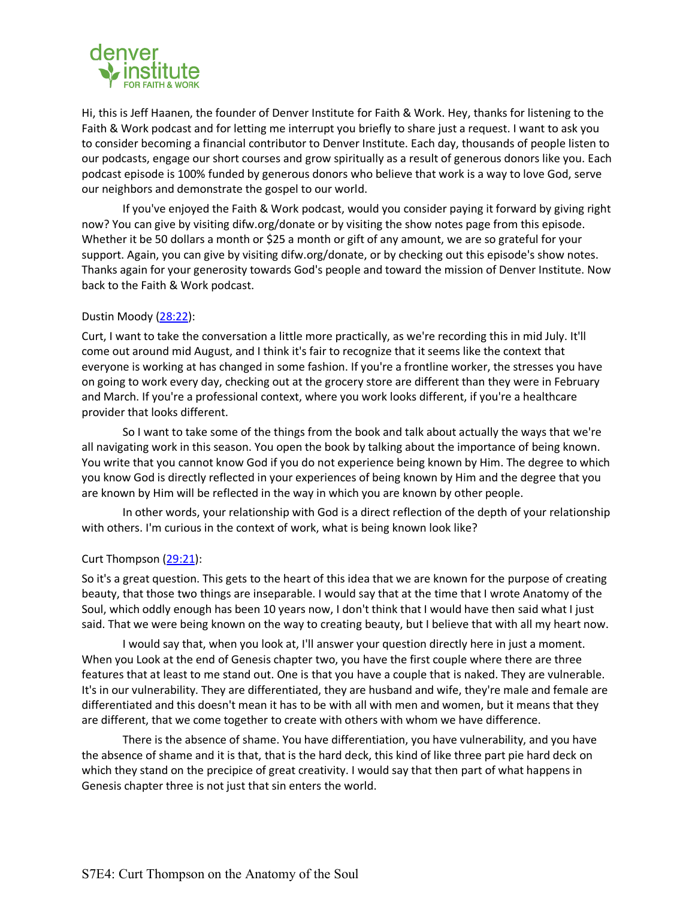Hi, this is Jeff Haanen, the founder of Denver Institute for Faith & Work. Hey, thanks for listening to the Faith & Work podcast and for letting me interrupt you briefly to share just a request. I want to ask you to consider becoming a financial contributor to Denver Institute. Each day, thousands of people listen to our podcasts, engage our short courses and grow spiritually as a result of generous donors like you. Each podcast episode is 100% funded by generous donors who believe that work is a way to love God, serve our neighbors and demonstrate the gospel to our world.

If you've enjoyed the Faith & Work podcast, would you consider paying it forward by giving right now? You can give by visiting difw.org/donate or by visiting the show notes page from this episode. Whether it be 50 dollars a month or $25 a month or gift of any amount, we are so grateful for your support. Again, you can give by visiting difw.org/donate, or by checking out this episode's show notes. Thanks again for your generosity towards God's people and toward the mission of Denver Institute. Now back to the Faith & Work podcast.

Dustin Moody (28:22):

Curt, I want to take the conversation a little more practically, as we're recording this in mid July. It'll come out around mid August, and I think it's fair to recognize that it seems like the context that everyone is working at has changed in some fashion. If you're a frontline worker, the stresses you have on going to work every day, checking out at the grocery store are different than they were in February and March. If you're a professional context, where you work looks different, if you're a healthcare provider that looks different.

So I want to take some of the things from the book and talk about actually the ways that we're all navigating work in this season. You open the book by talking about the importance of being known. You write that you cannot know God if you do not experience being known by Him. The degree to which you know God is directly reflected in your experiences of being known by Him and the degree that you are known by Him will be reflected in the way in which you are known by other people.

In other words, your relationship with God is a direct reflection of the depth of your relationship with others. I'm curious in the context of work, what is being known look like?

Curt Thompson (29:21):

So it's a great question. This gets to the heart of this idea that we are known for the purpose of creating beauty, that those two things are inseparable. I would say that at the time that I wrote Anatomy of the Soul, which oddly enough has been 10 years now, I don't think that I would have then said what I just said. That we were being known on the way to creating beauty, but I believe that with all my heart now.

I would say that, when you look at, I'll answer your question directly here in just a moment. When you Look at the end of Genesis chapter two, you have the first couple where there are three features that at least to me stand out. One is that you have a couple that is naked. They are vulnerable. It's in our vulnerability. They are differentiated, they are husband and wife, they're male and female are differentiated and this doesn't mean it has to be with all with men and women, but it means that they are different, that we come together to create with others with whom we have difference.

There is the absence of shame. You have differentiation, you have vulnerability, and you have the absence of shame and it is that, that is the hard deck, this kind of like three part pie hard deck on which they stand on the precipice of great creativity. I would say that then part of what happens in Genesis chapter three is not just that sin enters the world.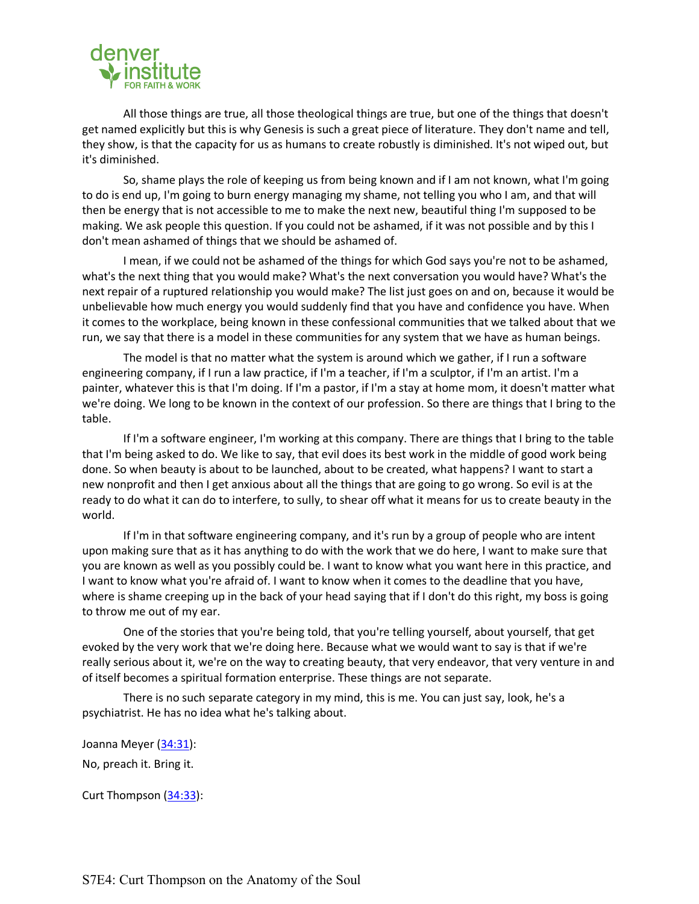All those things are true, all those theological things are true, but one of the things that doesn't get named explicitly but this is why Genesis is such a great piece of literature. They don't name and tell, they show, is that the capacity for us as humans to create robustly is diminished. It's not wiped out, but it's diminished.

So, shame plays the role of keeping us from being known and if I am not known, what I'm going to do is end up, I'm going to burn energy managing my shame, not telling you who I am, and that will then be energy that is not accessible to me to make the next new, beautiful thing I'm supposed to be making. We ask people this question. If you could not be ashamed, if it was not possible and by this I don't mean ashamed of things that we should be ashamed of.

I mean, if we could not be ashamed of the things for which God says you're not to be ashamed, what's the next thing that you would make? What's the next conversation you would have? What's the next repair of a ruptured relationship you would make? The list just goes on and on, because it would be unbelievable how much energy you would suddenly find that you have and confidence you have. When it comes to the workplace, being known in these confessional communities that we talked about that we run, we say that there is a model in these communities for any system that we have as human beings.

The model is that no matter what the system is around which we gather, if I run a software engineering company, if I run a law practice, if I'm a teacher, if I'm a sculptor, if I'm an artist. I'm a painter, whatever this is that I'm doing. If I'm a pastor, if I'm a stay at home mom, it doesn't matter what we're doing. We long to be known in the context of our profession. So there are things that I bring to the table.

If I'm a software engineer, I'm working at this company. There are things that I bring to the table that I'm being asked to do. We like to say, that evil does its best work in the middle of good work being done. So when beauty is about to be launched, about to be created, what happens? I want to start a new nonprofit and then I get anxious about all the things that are going to go wrong. So evil is at the ready to do what it can do to interfere, to sully, to shear off what it means for us to create beauty in the world.

If I'm in that software engineering company, and it's run by a group of people who are intent upon making sure that as it has anything to do with the work that we do here, I want to make sure that you are known as well as you possibly could be. I want to know what you want here in this practice, and I want to know what you're afraid of. I want to know when it comes to the deadline that you have, where is shame creeping up in the back of your head saying that if I don't do this right, my boss is going to throw me out of my ear.

One of the stories that you're being told, that you're telling yourself, about yourself, that get evoked by the very work that we're doing here. Because what we would want to say is that if we're really serious about it, we're on the way to creating beauty, that very endeavor, that very venture in and of itself becomes a spiritual formation enterprise. These things are not separate.

There is no such separate category in my mind, this is me. You can just say, look, he's a psychiatrist. He has no idea what he's talking about.

Joanna Meyer (34:31):
No, preach it. Bring it.

Curt Thompson (34:33):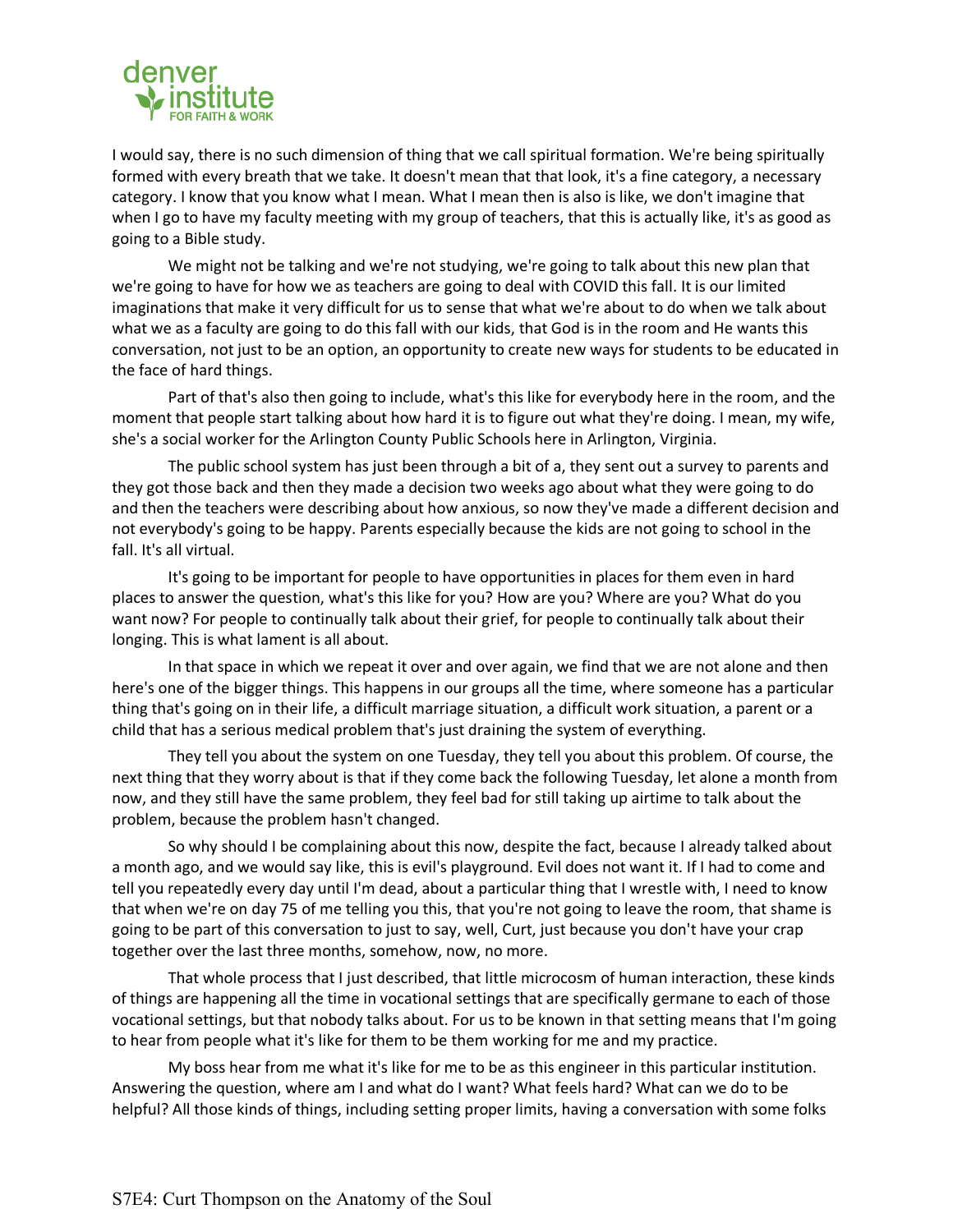I would say, there is no such dimension of thing that we call spiritual formation. We're being spiritually formed with every breath that we take. It doesn't mean that that look, it's a fine category, a necessary category. I know that you know what I mean. What I mean then is also is like, we don't imagine that when I go to have my faculty meeting with my group of teachers, that this is actually like, it's as good as going to a Bible study.

We might not be talking and we're not studying, we're going to talk about this new plan that we're going to have for how we as teachers are going to deal with COVID this fall. It is our limited imaginations that make it very difficult for us to sense that what we're about to do when we talk about what we as a faculty are going to do this fall with our kids, that God is in the room and He wants this conversation, not just to be an option, an opportunity to create new ways for students to be educated in the face of hard things.

Part of that's also then going to include, what's this like for everybody here in the room, and the moment that people start talking about how hard it is to figure out what they're doing. I mean, my wife, she's a social worker for the Arlington County Public Schools here in Arlington, Virginia.

The public school system has just been through a bit of a, they sent out a survey to parents and they got those back and then they made a decision two weeks ago about what they were going to do and then the teachers were describing about how anxious, so now they've made a different decision and not everybody's going to be happy. Parents especially because the kids are not going to school in the fall. It's all virtual.

It's going to be important for people to have opportunities in places for them even in hard places to answer the question, what's this like for you? How are you? Where are you? What do you want now? For people to continually talk about their grief, for people to continually talk about their longing. This is what lament is all about.

In that space in which we repeat it over and over again, we find that we are not alone and then here's one of the bigger things. This happens in our groups all the time, where someone has a particular thing that's going on in their life, a difficult marriage situation, a difficult work situation, a parent or a child that has a serious medical problem that's just draining the system of everything.

They tell you about the system on one Tuesday, they tell you about this problem. Of course, the next thing that they worry about is that if they come back the following Tuesday, let alone a month from now, and they still have the same problem, they feel bad for still taking up airtime to talk about the problem, because the problem hasn't changed.

So why should I be complaining about this now, despite the fact, because I already talked about a month ago, and we would say like, this is evil's playground. Evil does not want it. If I had to come and tell you repeatedly every day until I'm dead, about a particular thing that I wrestle with, I need to know that when we're on day 75 of me telling you this, that you're not going to leave the room, that shame is going to be part of this conversation to just to say, well, Curt, just because you don't have your crap together over the last three months, somehow, now, no more.

That whole process that I just described, that little microcosm of human interaction, these kinds of things are happening all the time in vocational settings that are specifically germane to each of those vocational settings, but that nobody talks about. For us to be known in that setting means that I'm going to hear from people what it's like for them to be them working for me and my practice.

My boss hear from me what it's like for me to be as this engineer in this particular institution. Answering the question, where am I and what do I want? What feels hard? What can we do to be helpful? All those kinds of things, including setting proper limits, having a conversation with some folks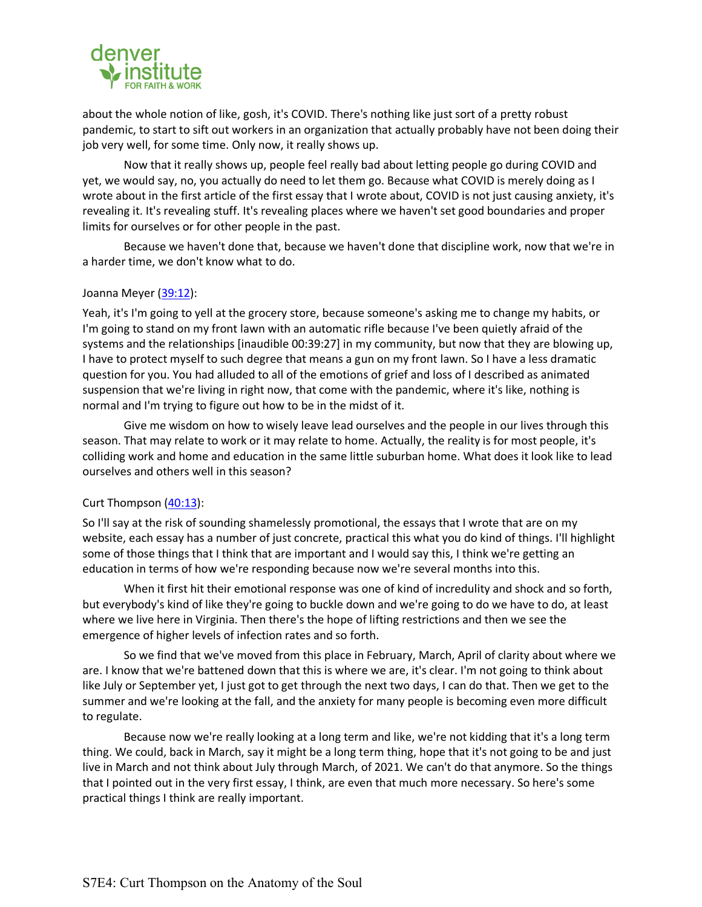about the whole notion of like, gosh, it's COVID. There's nothing like just sort of a pretty robust pandemic, to start to sift out workers in an organization that actually probably have not been doing their job very well, for some time. Only now, it really shows up.

Now that it really shows up, people feel really bad about letting people go during COVID and yet, we would say, no, you actually do need to let them go. Because what COVID is merely doing as I wrote about in the first article of the first essay that I wrote about, COVID is not just causing anxiety, it's revealing it. It's revealing stuff. It's revealing places where we haven't set good boundaries and proper limits for ourselves or for other people in the past.

Because we haven't done that, because we haven't done that discipline work, now that we're in a harder time, we don't know what to do.

Joanna Meyer ([39:12](#)):

Yeah, it's I'm going to yell at the grocery store, because someone's asking me to change my habits, or I'm going to stand on my front lawn with an automatic rifle because I've been quietly afraid of the systems and the relationships [inaudible 00:39:27] in my community, but now that they are blowing up, I have to protect myself to such degree that means a gun on my front lawn. So I have a less dramatic question for you. You had alluded to all of the emotions of grief and loss of I described as animated suspension that we're living in right now, that come with the pandemic, where it's like, nothing is normal and I'm trying to figure out how to be in the midst of it.

Give me wisdom on how to wisely leave lead ourselves and the people in our lives through this season. That may relate to work or it may relate to home. Actually, the reality is for most people, it's colliding work and home and education in the same little suburban home. What does it look like to lead ourselves and others well in this season?

Curt Thompson ([40:13](#)):

So I'll say at the risk of sounding shamelessly promotional, the essays that I wrote that are on my website, each essay has a number of just concrete, practical this what you do kind of things. I'll highlight some of those things that I think that are important and I would say this, I think we're getting an education in terms of how we're responding because now we're several months into this.

When it first hit their emotional response was one of kind of incredulity and shock and so forth, but everybody's kind of like they're going to buckle down and we're going to do we have to do, at least where we live here in Virginia. Then there's the hope of lifting restrictions and then we see the emergence of higher levels of infection rates and so forth.

So we find that we've moved from this place in February, March, April of clarity about where we are. I know that we're battened down that this is where we are, it's clear. I'm not going to think about like July or September yet, I just got to get through the next two days, I can do that. Then we get to the summer and we're looking at the fall, and the anxiety for many people is becoming even more difficult to regulate.

Because now we're really looking at a long term and like, we're not kidding that it's a long term thing. We could, back in March, say it might be a long term thing, hope that it's not going to be and just live in March and not think about July through March, of 2021. We can't do that anymore. So the things that I pointed out in the very first essay, I think, are even that much more necessary. So here's some practical things I think are really important.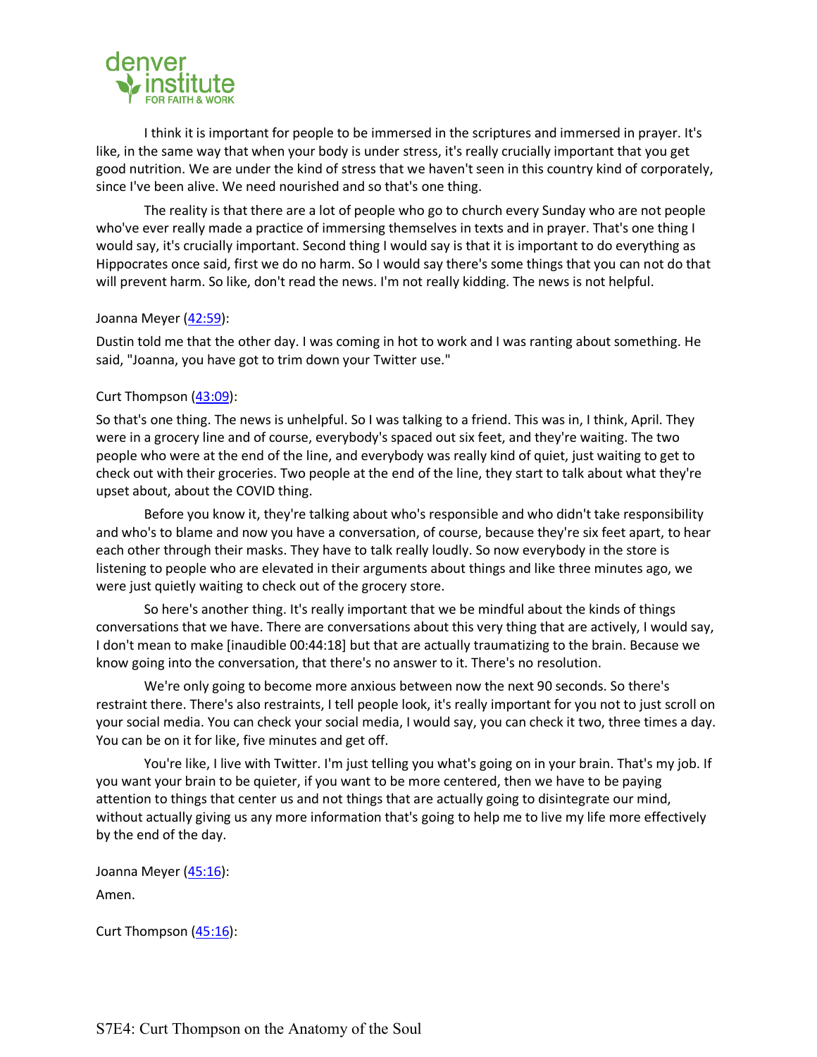I think it is important for people to be immersed in the scriptures and immersed in prayer. It's like, in the same way that when your body is under stress, it's really crucially important that you get good nutrition. We are under the kind of stress that we haven't seen in this country kind of corporately, since I've been alive. We need nourished and so that's one thing.

The reality is that there are a lot of people who go to church every Sunday who are not people who've ever really made a practice of immersing themselves in texts and in prayer. That's one thing I would say, it's crucially important. Second thing I would say is that it is important to do everything as Hippocrates once said, first we do no harm. So I would say there's some things that you can not do that will prevent harm. So like, don't read the news. I'm not really kidding. The news is not helpful.

Joanna Meyer (42:59):

Dustin told me that the other day. I was coming in hot to work and I was ranting about something. He said, "Joanna, you have got to trim down your Twitter use."

Curt Thompson (43:09):

So that's one thing. The news is unhelpful. So I was talking to a friend. This was in, I think, April. They were in a grocery line and of course, everybody's spaced out six feet, and they're waiting. The two people who were at the end of the line, and everybody was really kind of quiet, just waiting to get to check out with their groceries. Two people at the end of the line, they start to talk about what they're upset about, about the COVID thing.

Before you know it, they're talking about who's responsible and who didn't take responsibility and who's to blame and now you have a conversation, of course, because they're six feet apart, to hear each other through their masks. They have to talk really loudly. So now everybody in the store is listening to people who are elevated in their arguments about things and like three minutes ago, we were just quietly waiting to check out of the grocery store.

So here's another thing. It's really important that we be mindful about the kinds of things conversations that we have. There are conversations about this very thing that are actively, I would say, I don't mean to make [inaudible 00:44:18] but that are actually traumatizing to the brain. Because we know going into the conversation, that there's no answer to it. There's no resolution.

We're only going to become more anxious between now the next 90 seconds. So there's restraint there. There's also restraints, I tell people look, it's really important for you not to just scroll on your social media. You can check your social media, I would say, you can check it two, three times a day. You can be on it for like, five minutes and get off.

You're like, I live with Twitter. I'm just telling you what's going on in your brain. That's my job. If you want your brain to be quieter, if you want to be more centered, then we have to be paying attention to things that center us and not things that are actually going to disintegrate our mind, without actually giving us any more information that's going to help me to live my life more effectively by the end of the day.

Joanna Meyer (45:16):

Amen.

Curt Thompson (45:16):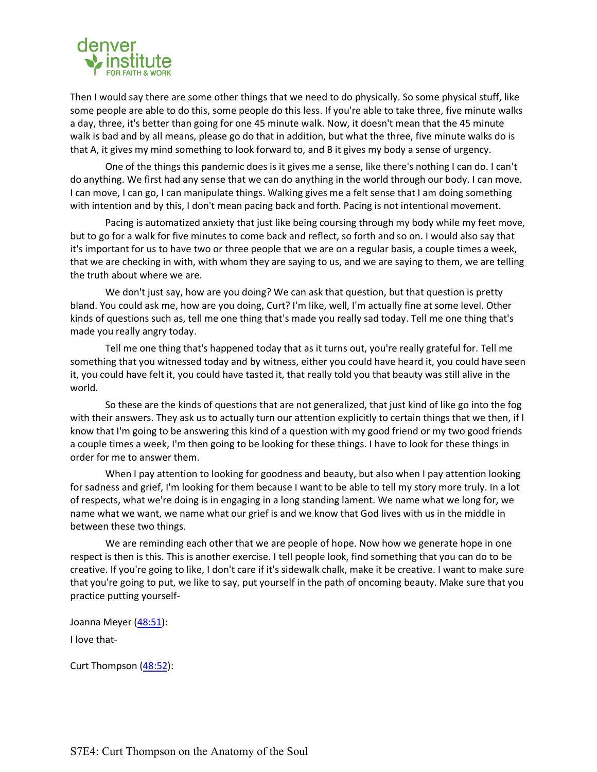Then I would say there are some other things that we need to do physically. So some physical stuff, like some people are able to do this, some people do this less. If you're able to take three, five minute walks a day, three, it's better than going for one 45 minute walk. Now, it doesn't mean that the 45 minute walk is bad and by all means, please go do that in addition, but what the three, five minute walks do is that A, it gives my mind something to look forward to, and B it gives my body a sense of urgency.

One of the things this pandemic does is it gives me a sense, like there's nothing I can do. I can't do anything. We first had any sense that we can do anything in the world through our body. I can move. I can move, I can go, I can manipulate things. Walking gives me a felt sense that I am doing something with intention and by this, I don't mean pacing back and forth. Pacing is not intentional movement.

Pacing is automatized anxiety that just like being coursing through my body while my feet move, but to go for a walk for five minutes to come back and reflect, so forth and so on. I would also say that it's important for us to have two or three people that we are on a regular basis, a couple times a week, that we are checking in with, with whom they are saying to us, and we are saying to them, we are telling the truth about where we are.

We don't just say, how are you doing? We can ask that question, but that question is pretty bland. You could ask me, how are you doing, Curt? I'm like, well, I'm actually fine at some level. Other kinds of questions such as, tell me one thing that's made you really sad today. Tell me one thing that's made you really angry today.

Tell me one thing that's happened today that as it turns out, you're really grateful for. Tell me something that you witnessed today and by witness, either you could have heard it, you could have seen it, you could have felt it, you could have tasted it, that really told you that beauty was still alive in the world.

So these are the kinds of questions that are not generalized, that just kind of like go into the fog with their answers. They ask us to actually turn our attention explicitly to certain things that we then, if I know that I'm going to be answering this kind of a question with my good friend or my two good friends a couple times a week, I'm then going to be looking for these things. I have to look for these things in order for me to answer them.

When I pay attention to looking for goodness and beauty, but also when I pay attention looking for sadness and grief, I'm looking for them because I want to be able to tell my story more truly. In a lot of respects, what we're doing is in engaging in a long standing lament. We name what we long for, we name what we want, we name what our grief is and we know that God lives with us in the middle in between these two things.

We are reminding each other that we are people of hope. Now how we generate hope in one respect is then is this. This is another exercise. I tell people look, find something that you can do to be creative. If you're going to like, I don't care if it's sidewalk chalk, make it be creative. I want to make sure that you're going to put, we like to say, put yourself in the path of oncoming beauty. Make sure that you practice putting yourself-

Joanna Meyer (48:51):

I love that-

Curt Thompson (48:52):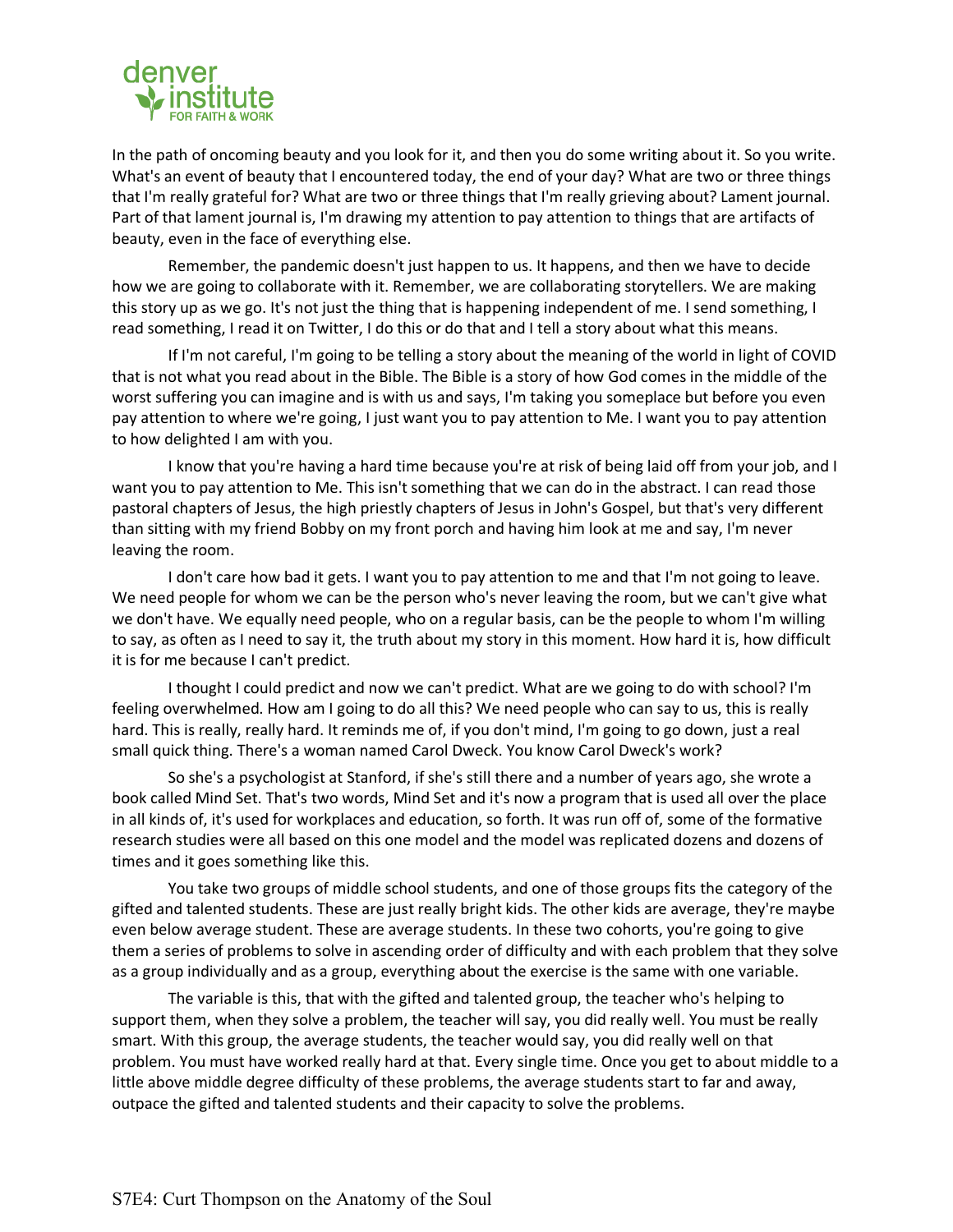In the path of oncoming beauty and you look for it, and then you do some writing about it. So you write. What's an event of beauty that I encountered today, the end of your day? What are two or three things that I'm really grateful for? What are two or three things that I'm really grieving about? Lament journal. Part of that lament journal is, I'm drawing my attention to pay attention to things that are artifacts of beauty, even in the face of everything else.

Remember, the pandemic doesn't just happen to us. It happens, and then we have to decide how we are going to collaborate with it. Remember, we are collaborating storytellers. We are making this story up as we go. It's not just the thing that is happening independent of me. I send something, I read something, I read it on Twitter, I do this or do that and I tell a story about what this means.

If I'm not careful, I'm going to be telling a story about the meaning of the world in light of COVID that is not what you read about in the Bible. The Bible is a story of how God comes in the middle of the worst suffering you can imagine and is with us and says, I'm taking you someplace but before you even pay attention to where we're going, I just want you to pay attention to Me. I want you to pay attention to how delighted I am with you.

I know that you're having a hard time because you're at risk of being laid off from your job, and I want you to pay attention to Me. This isn't something that we can do in the abstract. I can read those pastoral chapters of Jesus, the high priestly chapters of Jesus in John's Gospel, but that's very different than sitting with my friend Bobby on my front porch and having him look at me and say, I'm never leaving the room.

I don't care how bad it gets. I want you to pay attention to me and that I'm not going to leave. We need people for whom we can be the person who's never leaving the room, but we can't give what we don't have. We equally need people, who on a regular basis, can be the people to whom I'm willing to say, as often as I need to say it, the truth about my story in this moment. How hard it is, how difficult it is for me because I can't predict.

I thought I could predict and now we can't predict. What are we going to do with school? I'm feeling overwhelmed. How am I going to do all this? We need people who can say to us, this is really hard. This is really, really hard. It reminds me of, if you don't mind, I'm going to go down, just a real small quick thing. There's a woman named Carol Dweck. You know Carol Dweck's work?

So she's a psychologist at Stanford, if she's still there and a number of years ago, she wrote a book called Mind Set. That's two words, Mind Set and it's now a program that is used all over the place in all kinds of, it's used for workplaces and education, so forth. It was run off of, some of the formative research studies were all based on this one model and the model was replicated dozens and dozens of times and it goes something like this.

You take two groups of middle school students, and one of those groups fits the category of the gifted and talented students. These are just really bright kids. The other kids are average, they're maybe even below average student. These are average students. In these two cohorts, you're going to give them a series of problems to solve in ascending order of difficulty and with each problem that they solve as a group individually and as a group, everything about the exercise is the same with one variable.

The variable is this, that with the gifted and talented group, the teacher who's helping to support them, when they solve a problem, the teacher will say, you did really well. You must be really smart. With this group, the average students, the teacher would say, you did really well on that problem. You must have worked really hard at that. Every single time. Once you get to about middle to a little above middle degree difficulty of these problems, the average students start to far and away, outpace the gifted and talented students and their capacity to solve the problems.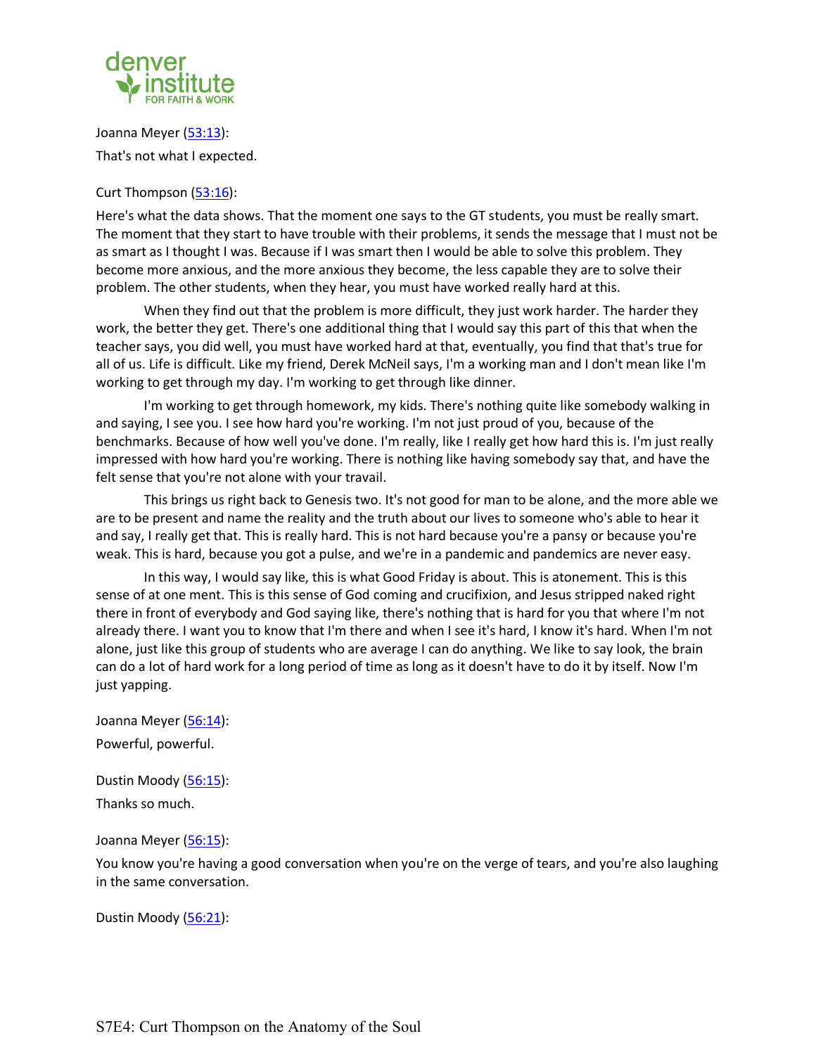Joanna Meyer (53:13):

That's not what I expected.

Curt Thompson (53:16):

Here's what the data shows. That the moment one says to the GT students, you must be really smart. The moment that they start to have trouble with their problems, it sends the message that I must not be as smart as I thought I was. Because if I was smart then I would be able to solve this problem. They become more anxious, and the more anxious they become, the less capable they are to solve their problem. The other students, when they hear, you must have worked really hard at this.

When they find out that the problem is more difficult, they just work harder. The harder they work, the better they get. There's one additional thing that I would say this part of this that when the teacher says, you did well, you must have worked hard at that, eventually, you find that that's true for all of us. Life is difficult. Like my friend, Derek McNeil says, I'm a working man and I don't mean like I'm working to get through my day. I'm working to get through like dinner.

I'm working to get through homework, my kids. There's nothing quite like somebody walking in and saying, I see you. I see how hard you're working. I'm not just proud of you, because of the benchmarks. Because of how well you've done. I'm really, like I really get how hard this is. I'm just really impressed with how hard you're working. There is nothing like having somebody say that, and have the felt sense that you're not alone with your travail.

This brings us right back to Genesis two. It's not good for man to be alone, and the more able we are to be present and name the reality and the truth about our lives to someone who's able to hear it and say, I really get that. This is really hard. This is not hard because you're a pansy or because you're weak. This is hard, because you got a pulse, and we're in a pandemic and pandemics are never easy.

In this way, I would say like, this is what Good Friday is about. This is atonement. This is this sense of at one ment. This is this sense of God coming and crucifixion, and Jesus stripped naked right there in front of everybody and God saying like, there's nothing that is hard for you that where I'm not already there. I want you to know that I'm there and when I see it's hard, I know it's hard. When I'm not alone, just like this group of students who are average I can do anything. We like to say look, the brain can do a lot of hard work for a long period of time as long as it doesn't have to do it by itself. Now I'm just yapping.

Joanna Meyer (56:14):

Powerful, powerful.

Dustin Moody (56:15):

Thanks so much.

Joanna Meyer (56:15):

You know you're having a good conversation when you're on the verge of tears, and you're also laughing in the same conversation.

Dustin Moody (56:21):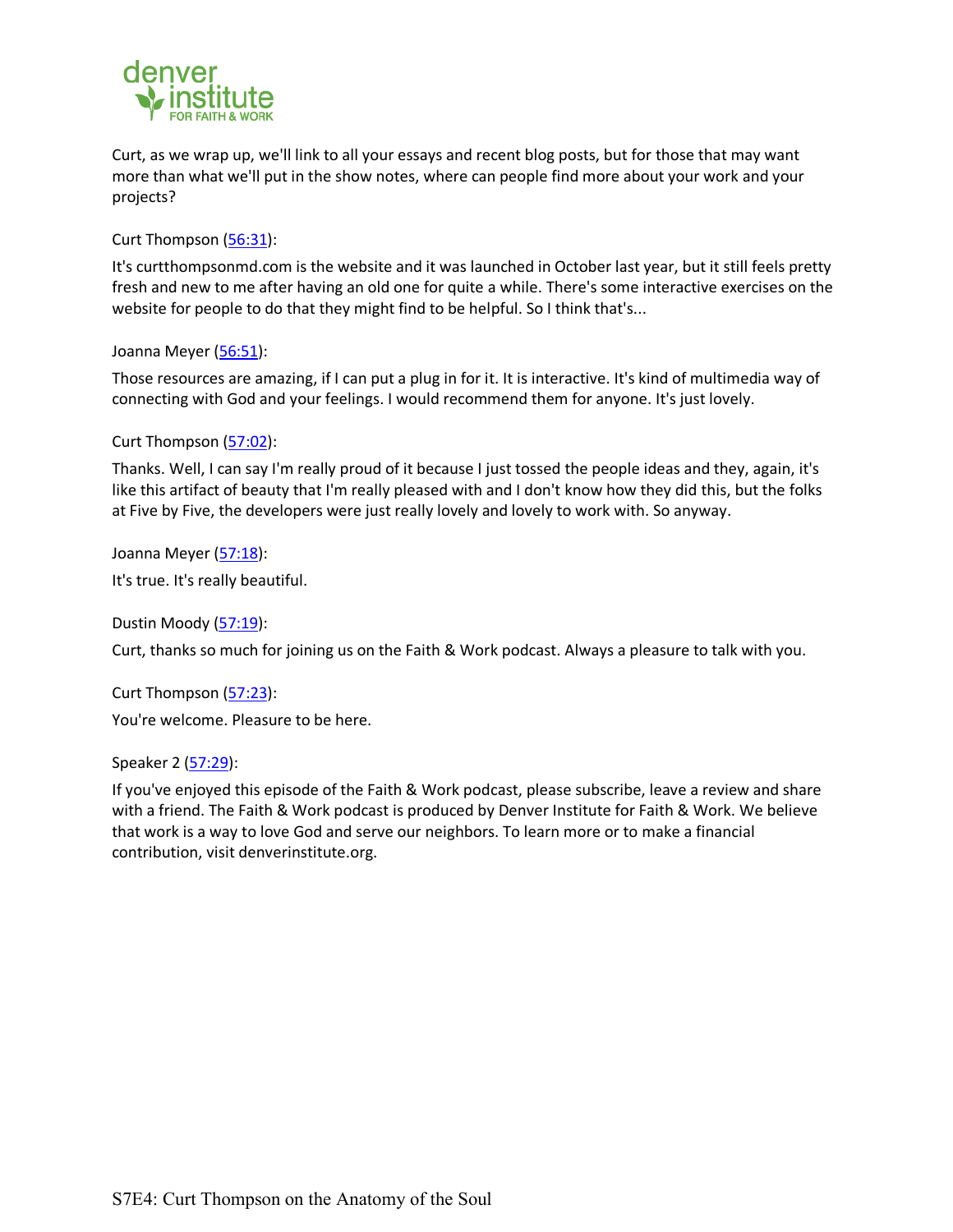Curt, as we wrap up, we'll link to all your essays and recent blog posts, but for those that may want more than what we'll put in the show notes, where can people find more about your work and your projects?

Curt Thompson (56:31):

It's curtthompsonmd.com is the website and it was launched in October last year, but it still feels pretty fresh and new to me after having an old one for quite a while. There's some interactive exercises on the website for people to do that they might find to be helpful. So I think that's...

Joanna Meyer (56:51):

Those resources are amazing, if I can put a plug in for it. It is interactive. It's kind of multimedia way of connecting with God and your feelings. I would recommend them for anyone. It's just lovely.

Curt Thompson (57:02):

Thanks. Well, I can say I'm really proud of it because I just tossed the people ideas and they, again, it's like this artifact of beauty that I'm really pleased with and I don't know how they did this, but the folks at Five by Five, the developers were just really lovely and lovely to work with. So anyway.

Joanna Meyer (57:18):

It's true. It's really beautiful.

Dustin Moody (57:19):

Curt, thanks so much for joining us on the Faith & Work podcast. Always a pleasure to talk with you.

Curt Thompson (57:23):

You're welcome. Pleasure to be here.

Speaker 2 (57:29):

If you've enjoyed this episode of the Faith & Work podcast, please subscribe, leave a review and share with a friend. The Faith & Work podcast is produced by Denver Institute for Faith & Work. We believe that work is a way to love God and serve our neighbors. To learn more or to make a financial contribution, visit denverinstitute.org.